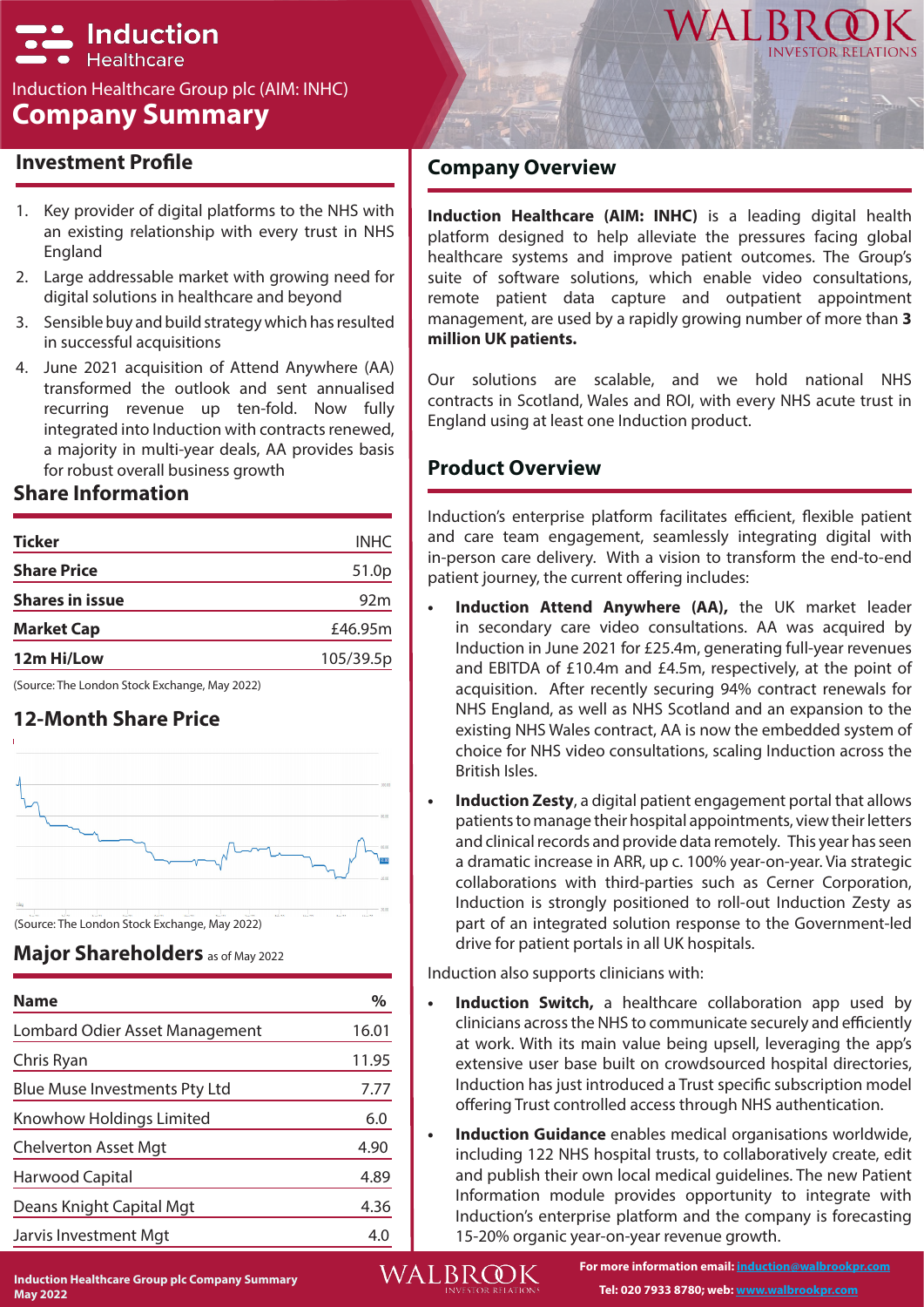# Induction Healthcare

Induction Healthcare Group plc (AIM: INHC)

## Company Summary

## Investment Profile

1. Key provider of digital platforms to the NHS with an existing relationship with every trust in NHS England
2. Large addressable market with growing need for digital solutions in healthcare and beyond
3. Sensible buy and build strategy which has resulted in successful acquisitions
4. June 2021 acquisition of Attend Anywhere (AA) transformed the outlook and sent annualised recurring revenue up ten-fold. Now fully integrated into Induction with contracts renewed, a majority in multi-year deals, AA provides basis for robust overall business growth

## Share Information

| Ticker | INHC |
|---|---|
| Share Price | 51.0p |
| Shares in issue | 92m |
| Market Cap | £46.95m |
| 12m Hi/Low | 105/39.5p |

(Source: The London Stock Exchange, May 2022)

## 12-Month Share Price

(Source: The London Stock Exchange, May 2022)

## Major Shareholders as of May 2022

| Name | % |
|---|---|
| Lombard Odier Asset Management | 16.01 |
| Chris Ryan | 11.95 |
| Blue Muse Investments Pty Ltd | 7.77 |
| Knowhow Holdings Limited | 6.0 |
| Chelverton Asset Mgt | 4.90 |
| Harwood Capital | 4.89 |
| Deans Knight Capital Mgt | 4.36 |
| Jarvis Investment Mgt | 4.0 |

## Company Overview

**Induction Healthcare (AIM: INHC)** is a leading digital health platform designed to help alleviate the pressures facing global healthcare systems and improve patient outcomes. The Group's suite of software solutions, which enable video consultations, remote patient data capture and outpatient appointment management, are used by a rapidly growing number of more than **3 million UK patients.**

Our solutions are scalable, and we hold national NHS contracts in Scotland, Wales and ROI, with every NHS acute trust in England using at least one Induction product.

## Product Overview

Induction's enterprise platform facilitates efficient, flexible patient and care team engagement, seamlessly integrating digital with in-person care delivery. With a vision to transform the end-to-end patient journey, the current offering includes:

- **Induction Attend Anywhere (AA),** the UK market leader in secondary care video consultations. AA was acquired by Induction in June 2021 for £25.4m, generating full-year revenues and EBITDA of £10.4m and £4.5m, respectively, at the point of acquisition. After recently securing 94% contract renewals for NHS England, as well as NHS Scotland and an expansion to the existing NHS Wales contract, AA is now the embedded system of choice for NHS video consultations, scaling Induction across the British Isles.
- **Induction Zesty**, a digital patient engagement portal that allows patients to manage their hospital appointments, view their letters and clinical records and provide data remotely. This year has seen a dramatic increase in ARR, up c. 100% year-on-year. Via strategic collaborations with third-parties such as Cerner Corporation, Induction is strongly positioned to roll-out Induction Zesty as part of an integrated solution response to the Government-led drive for patient portals in all UK hospitals.

Induction also supports clinicians with:

- **Induction Switch,** a healthcare collaboration app used by clinicians across the NHS to communicate securely and efficiently at work. With its main value being upsell, leveraging the app's extensive user base built on crowdsourced hospital directories, Induction has just introduced a Trust specific subscription model offering Trust controlled access through NHS authentication.
- **Induction Guidance** enables medical organisations worldwide, including 122 NHS hospital trusts, to collaboratively create, edit and publish their own local medical guidelines. The new Patient Information module provides opportunity to integrate with Induction's enterprise platform and the company is forecasting 15-20% organic year-on-year revenue growth.

For more information email: induction@walbrookpr.com

Tel: 020 7933 8780; web: www.walbrookpr.com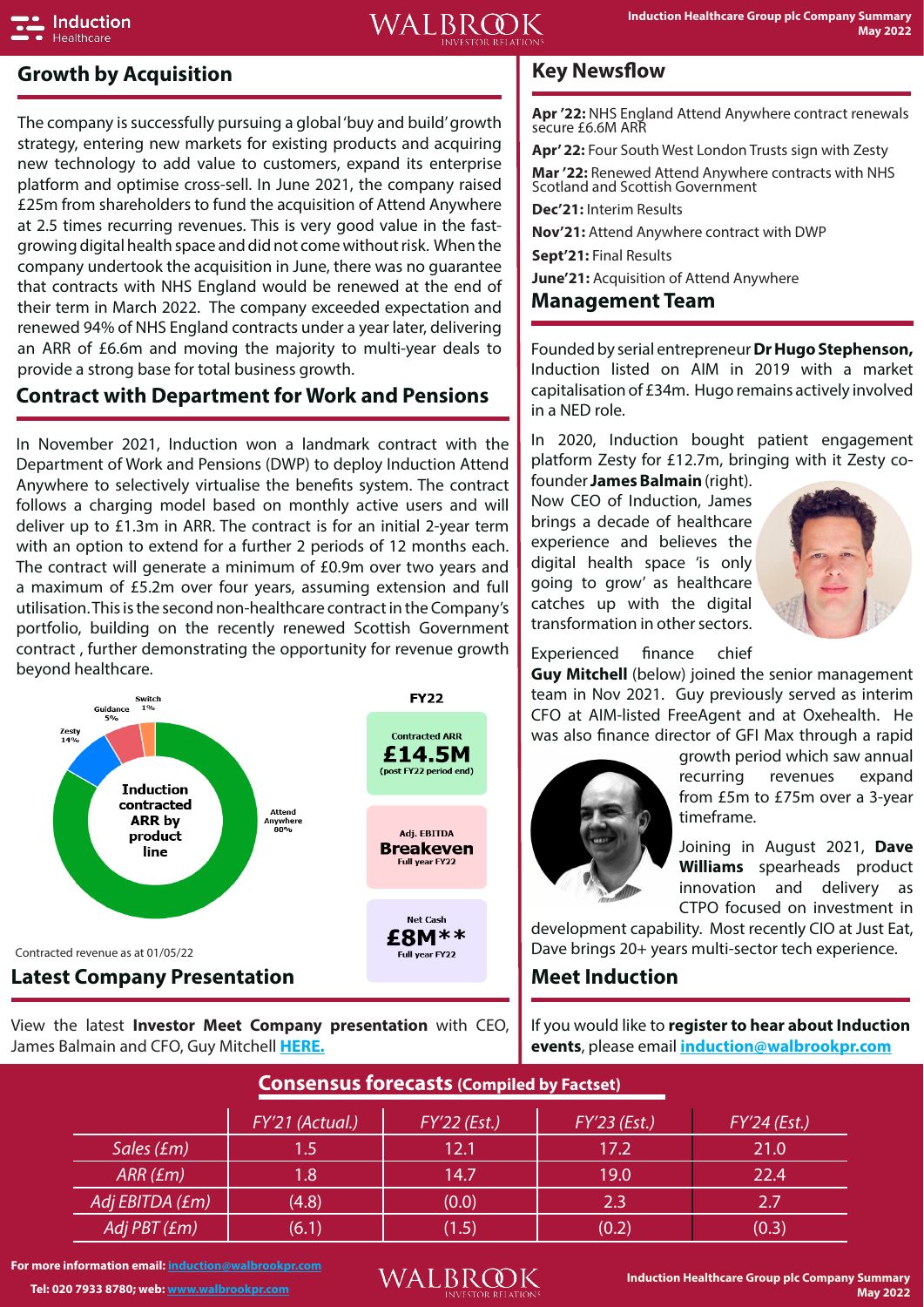## Growth by Acquisition

The company is successfully pursuing a global 'buy and build' growth strategy, entering new markets for existing products and acquiring new technology to add value to customers, expand its enterprise platform and optimise cross-sell. In June 2021, the company raised £25m from shareholders to fund the acquisition of Attend Anywhere at 2.5 times recurring revenues. This is very good value in the fast-growing digital health space and did not come without risk. When the company undertook the acquisition in June, there was no guarantee that contracts with NHS England would be renewed at the end of their term in March 2022. The company exceeded expectation and renewed 94% of NHS England contracts under a year later, delivering an ARR of £6.6m and moving the majority to multi-year deals to provide a strong base for total business growth.

## Contract with Department for Work and Pensions

In November 2021, Induction won a landmark contract with the Department of Work and Pensions (DWP) to deploy Induction Attend Anywhere to selectively virtualise the benefits system. The contract follows a charging model based on monthly active users and will deliver up to £1.3m in ARR. The contract is for an initial 2-year term with an option to extend for a further 2 periods of 12 months each. The contract will generate a minimum of £0.9m over two years and a maximum of £5.2m over four years, assuming extension and full utilisation. This is the second non-healthcare contract in the Company's portfolio, building on the recently renewed Scottish Government contract , further demonstrating the opportunity for revenue growth beyond healthcare.

Induction contracted ARR by product line

Switch 1%
Guidance 5%
Zesty 14%
Attend Anywhere 80%

Contracted revenue as at 01/05/22

**FY22**

Contracted ARR
**£14.5M**
(post FY22 period end)

Adj. EBITDA
**Breakeven**
Full year FY22

Net Cash
**£8M****
Full year FY22

## Latest Company Presentation

View the latest **Investor Meet Company presentation** with CEO, James Balmain and CFO, Guy Mitchell **HERE.**

## Key Newsflow

**Apr '22:** NHS England Attend Anywhere contract renewals secure £6.6M ARR

**Apr' 22:** Four South West London Trusts sign with Zesty

**Mar '22:** Renewed Attend Anywhere contracts with NHS Scotland and Scottish Government

**Dec'21:** Interim Results

**Nov'21:** Attend Anywhere contract with DWP

**Sept'21:** Final Results

**June'21:** Acquisition of Attend Anywhere

## Management Team

Founded by serial entrepreneur **Dr Hugo Stephenson,** Induction listed on AIM in 2019 with a market capitalisation of £34m. Hugo remains actively involved in a NED role.

In 2020, Induction bought patient engagement platform Zesty for £12.7m, bringing with it Zesty co-founder **James Balmain** (right). Now CEO of Induction, James brings a decade of healthcare experience and believes the digital health space 'is only going to grow' as healthcare catches up with the digital transformation in other sectors.

Experienced finance chief **Guy Mitchell** (below) joined the senior management team in Nov 2021. Guy previously served as interim CFO at AIM-listed FreeAgent and at Oxehealth. He was also finance director of GFI Max through a rapid growth period which saw annual recurring revenues expand from £5m to £75m over a 3-year timeframe.

Joining in August 2021, **Dave Williams** spearheads product innovation and delivery as CTPO focused on investment in development capability. Most recently CIO at Just Eat, Dave brings 20+ years multi-sector tech experience.

## Meet Induction

If you would like to **register to hear about Induction events**, please email **induction@walbrookpr.com**

## Consensus forecasts (Compiled by Factset)

| | FY'21 (Actual.) | FY'22 (Est.) | FY'23 (Est.) | FY'24 (Est.) |
|---|---|---|---|---|
| Sales (£m) | 1.5 | 12.1 | 17.2 | 21.0 |
| ARR (£m) | 1.8 | 14.7 | 19.0 | 22.4 |
| Adj EBITDA (£m) | (4.8) | (0.0) | 2.3 | 2.7 |
| Adj PBT (£m) | (6.1) | (1.5) | (0.2) | (0.3) |

For more information email: induction@walbrookpr.com
Tel: 020 7933 8780; web: www.walbrookpr.com